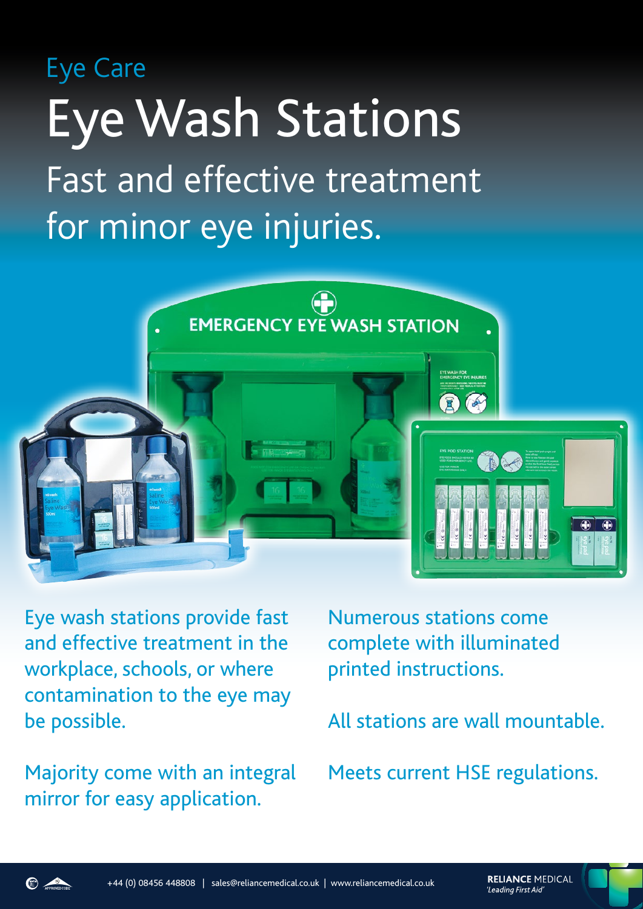Eye Care

# Eye Wash Stations

## Fast and effective treatment for minor eye injuries.

Eye wash stations provide fast and effective treatment in the workplace, schools, or where contamination to the eye may be possible.

Majority come with an integral mirror for easy application.

Numerous stations come complete with illuminated printed instructions.

All stations are wall mountable.

Meets current HSE regulations.

+44 (0) 08456 448808 | sales@reliancemedical.co.uk | www.reliancemedical.co.uk

**RELIANCE** MEDICAL
*'Leading First Aid'*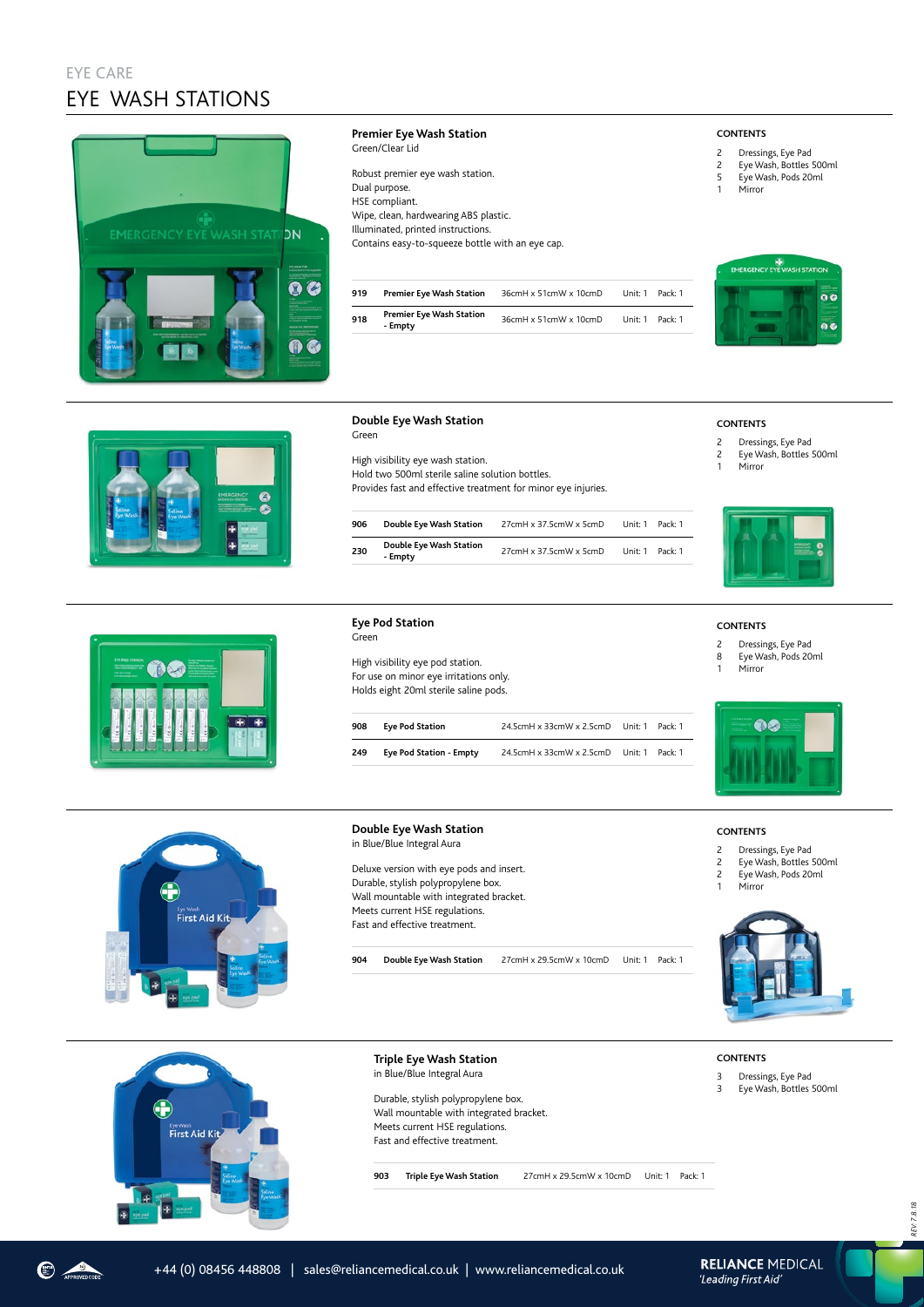EYE CARE

# EYE WASH STATIONS

## Premier Eye Wash Station

Green/Clear Lid

Robust premier eye wash station.
Dual purpose.
HSE compliant.
Wipe, clean, hardwearing ABS plastic.
Illuminated, printed instructions.
Contains easy-to-squeeze bottle with an eye cap.

| | | | | |
|---|---|---|---|---|
| 919 | Premier Eye Wash Station | 36cmH x 51cmW x 10cmD | Unit: 1 | Pack: 1 |
| 918 | Premier Eye Wash Station - Empty | 36cmH x 51cmW x 10cmD | Unit: 1 | Pack: 1 |

**CONTENTS**

- 2 Dressings, Eye Pad
- 2 Eye Wash, Bottles 500ml
- 5 Eye Wash, Pods 20ml
- 1 Mirror

## Double Eye Wash Station

Green

High visibility eye wash station.
Hold two 500ml sterile saline solution bottles.
Provides fast and effective treatment for minor eye injuries.

| | | | | |
|---|---|---|---|---|
| 906 | Double Eye Wash Station | 27cmH x 37.5cmW x 5cmD | Unit: 1 | Pack: 1 |
| 230 | Double Eye Wash Station - Empty | 27cmH x 37.5cmW x 5cmD | Unit: 1 | Pack: 1 |

**CONTENTS**

- 2 Dressings, Eye Pad
- 2 Eye Wash, Bottles 500ml
- 1 Mirror

## Eye Pod Station

Green

High visibility eye pod station.
For use on minor eye irritations only.
Holds eight 20ml sterile saline pods.

| | | | | |
|---|---|---|---|---|
| 908 | Eye Pod Station | 24.5cmH x 33cmW x 2.5cmD | Unit: 1 | Pack: 1 |
| 249 | Eye Pod Station - Empty | 24.5cmH x 33cmW x 2.5cmD | Unit: 1 | Pack: 1 |

**CONTENTS**

- 2 Dressings, Eye Pad
- 8 Eye Wash, Pods 20ml
- 1 Mirror

## Double Eye Wash Station

in Blue/Blue Integral Aura

Deluxe version with eye pods and insert.
Durable, stylish polypropylene box.
Wall mountable with integrated bracket.
Meets current HSE regulations.
Fast and effective treatment.

| | | | | |
|---|---|---|---|---|
| 904 | Double Eye Wash Station | 27cmH x 29.5cmW x 10cmD | Unit: 1 | Pack: 1 |

**CONTENTS**

- 2 Dressings, Eye Pad
- 2 Eye Wash, Bottles 500ml
- 2 Eye Wash, Pods 20ml
- 1 Mirror

## Triple Eye Wash Station

in Blue/Blue Integral Aura

Durable, stylish polypropylene box.
Wall mountable with integrated bracket.
Meets current HSE regulations.
Fast and effective treatment.

| | | | | |
|---|---|---|---|---|
| 903 | Triple Eye Wash Station | 27cmH x 29.5cmW x 10cmD | Unit: 1 | Pack: 1 |

**CONTENTS**

- 3 Dressings, Eye Pad
- 3 Eye Wash, Bottles 500ml

REV 7.8.18

+44 (0) 08456 448808 | sales@reliancemedical.co.uk | www.reliancemedical.co.uk

**RELIANCE** MEDICAL
*'Leading First Aid'*